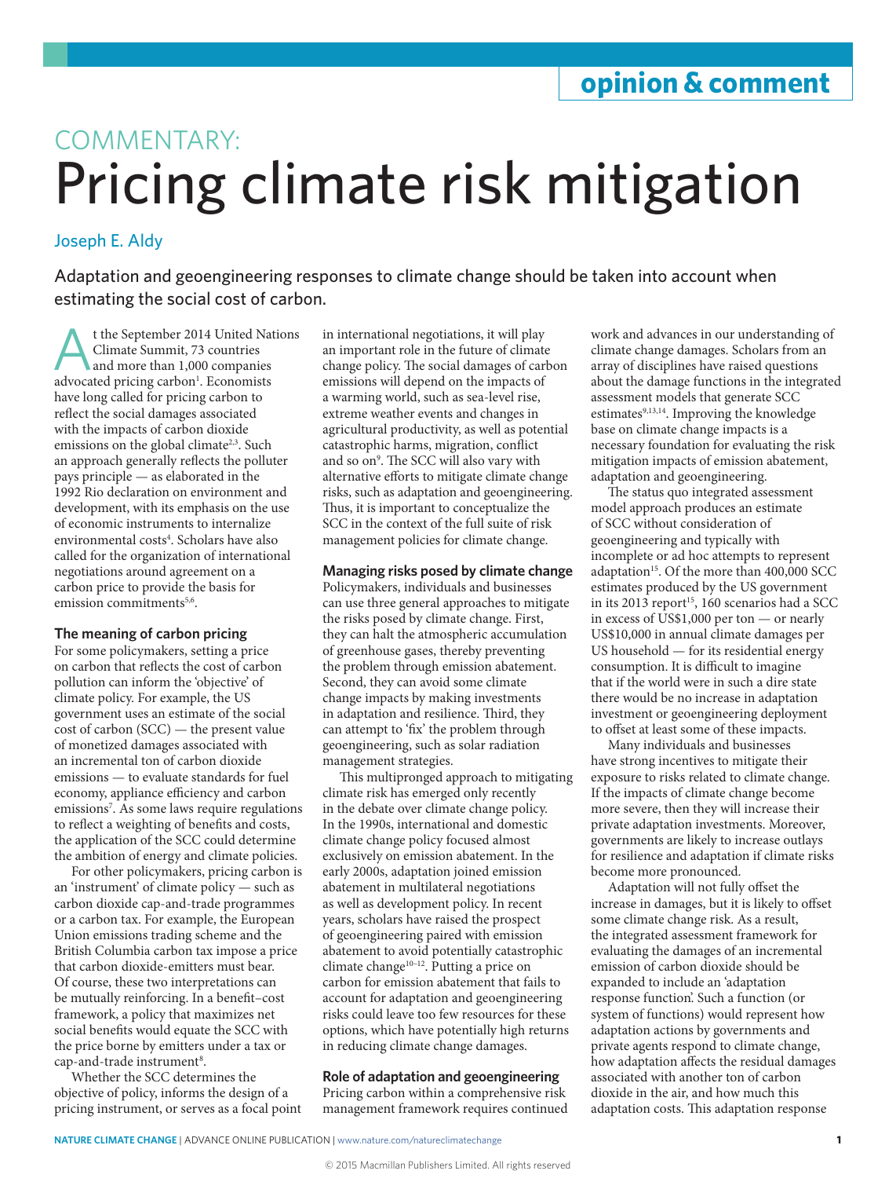opinion & comment

COMMENTARY:

# Pricing climate risk mitigation

Joseph E. Aldy

Adaptation and geoengineering responses to climate change should be taken into account when estimating the social cost of carbon.

At the September 2014 United Nations Climate Summit, 73 countries and more than 1,000 companies advocated pricing carbon[1]. Economists have long called for pricing carbon to reflect the social damages associated with the impacts of carbon dioxide emissions on the global climate[2,3]. Such an approach generally reflects the polluter pays principle — as elaborated in the 1992 Rio declaration on environment and development, with its emphasis on the use of economic instruments to internalize environmental costs[4]. Scholars have also called for the organization of international negotiations around agreement on a carbon price to provide the basis for emission commitments[5,6].

### The meaning of carbon pricing

For some policymakers, setting a price on carbon that reflects the cost of carbon pollution can inform the 'objective' of climate policy. For example, the US government uses an estimate of the social cost of carbon (SCC) — the present value of monetized damages associated with an incremental ton of carbon dioxide emissions — to evaluate standards for fuel economy, appliance efficiency and carbon emissions[7]. As some laws require regulations to reflect a weighting of benefits and costs, the application of the SCC could determine the ambition of energy and climate policies.

For other policymakers, pricing carbon is an 'instrument' of climate policy — such as carbon dioxide cap-and-trade programmes or a carbon tax. For example, the European Union emissions trading scheme and the British Columbia carbon tax impose a price that carbon dioxide-emitters must bear. Of course, these two interpretations can be mutually reinforcing. In a benefit–cost framework, a policy that maximizes net social benefits would equate the SCC with the price borne by emitters under a tax or cap-and-trade instrument[8].

Whether the SCC determines the objective of policy, informs the design of a pricing instrument, or serves as a focal point in international negotiations, it will play an important role in the future of climate change policy. The social damages of carbon emissions will depend on the impacts of a warming world, such as sea-level rise, extreme weather events and changes in agricultural productivity, as well as potential catastrophic harms, migration, conflict and so on[9]. The SCC will also vary with alternative efforts to mitigate climate change risks, such as adaptation and geoengineering. Thus, it is important to conceptualize the SCC in the context of the full suite of risk management policies for climate change.

### Managing risks posed by climate change

Policymakers, individuals and businesses can use three general approaches to mitigate the risks posed by climate change. First, they can halt the atmospheric accumulation of greenhouse gases, thereby preventing the problem through emission abatement. Second, they can avoid some climate change impacts by making investments in adaptation and resilience. Third, they can attempt to 'fix' the problem through geoengineering, such as solar radiation management strategies.

This multipronged approach to mitigating climate risk has emerged only recently in the debate over climate change policy. In the 1990s, international and domestic climate change policy focused almost exclusively on emission abatement. In the early 2000s, adaptation joined emission abatement in multilateral negotiations as well as development policy. In recent years, scholars have raised the prospect of geoengineering paired with emission abatement to avoid potentially catastrophic climate change[10–12]. Putting a price on carbon for emission abatement that fails to account for adaptation and geoengineering risks could leave too few resources for these options, which have potentially high returns in reducing climate change damages.

### Role of adaptation and geoengineering

Pricing carbon within a comprehensive risk management framework requires continued work and advances in our understanding of climate change damages. Scholars from an array of disciplines have raised questions about the damage functions in the integrated assessment models that generate SCC estimates[9,13,14]. Improving the knowledge base on climate change impacts is a necessary foundation for evaluating the risk mitigation impacts of emission abatement, adaptation and geoengineering.

The status quo integrated assessment model approach produces an estimate of SCC without consideration of geoengineering and typically with incomplete or ad hoc attempts to represent adaptation[15]. Of the more than 400,000 SCC estimates produced by the US government in its 2013 report[15], 160 scenarios had a SCC in excess of US$1,000 per ton — or nearly US$10,000 in annual climate damages per US household — for its residential energy consumption. It is difficult to imagine that if the world were in such a dire state there would be no increase in adaptation investment or geoengineering deployment to offset at least some of these impacts.

Many individuals and businesses have strong incentives to mitigate their exposure to risks related to climate change. If the impacts of climate change become more severe, then they will increase their private adaptation investments. Moreover, governments are likely to increase outlays for resilience and adaptation if climate risks become more pronounced.

Adaptation will not fully offset the increase in damages, but it is likely to offset some climate change risk. As a result, the integrated assessment framework for evaluating the damages of an incremental emission of carbon dioxide should be expanded to include an 'adaptation response function'. Such a function (or system of functions) would represent how adaptation actions by governments and private agents respond to climate change, how adaptation affects the residual damages associated with another ton of carbon dioxide in the air, and how much this adaptation costs. This adaptation response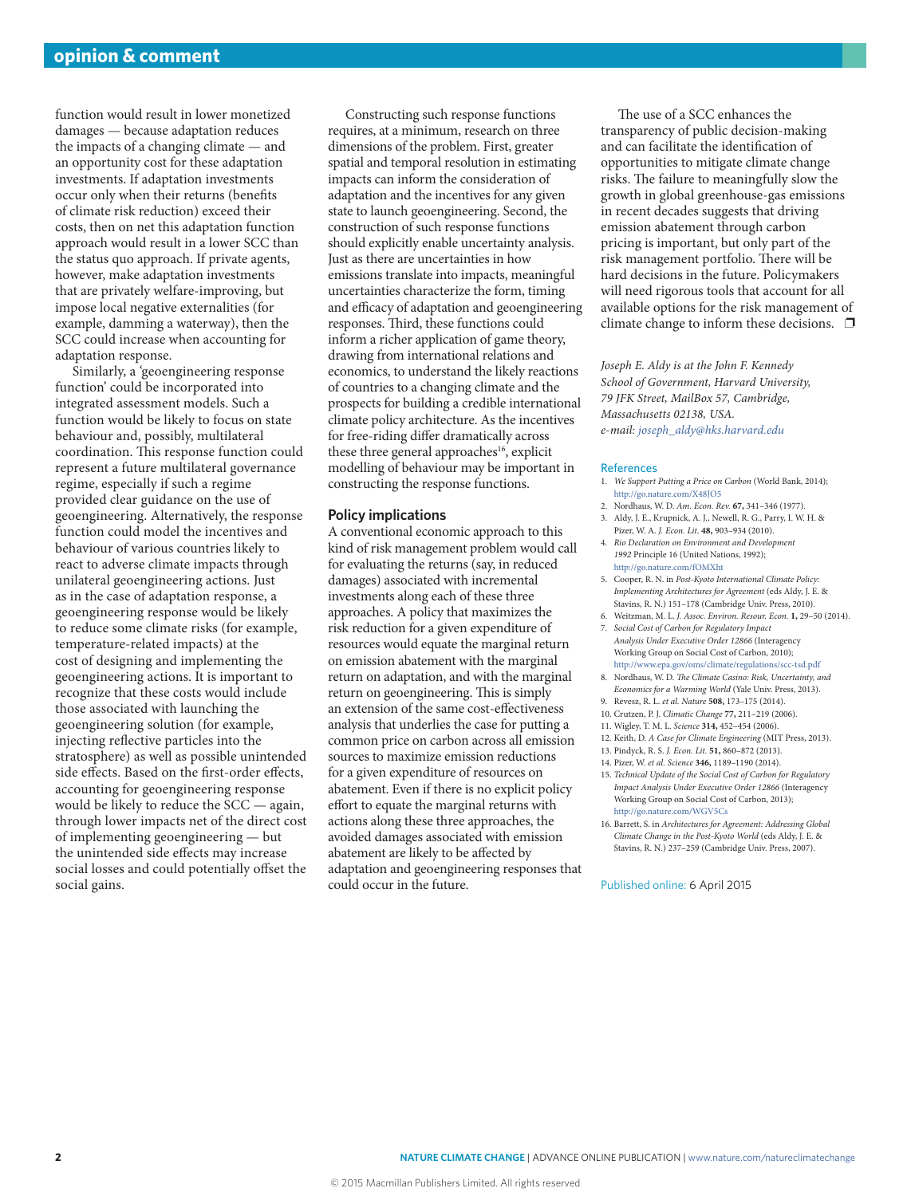function would result in lower monetized damages — because adaptation reduces the impacts of a changing climate — and an opportunity cost for these adaptation investments. If adaptation investments occur only when their returns (benefits of climate risk reduction) exceed their costs, then on net this adaptation function approach would result in a lower SCC than the status quo approach. If private agents, however, make adaptation investments that are privately welfare-improving, but impose local negative externalities (for example, damming a waterway), then the SCC could increase when accounting for adaptation response.

Similarly, a 'geoengineering response function' could be incorporated into integrated assessment models. Such a function would be likely to focus on state behaviour and, possibly, multilateral coordination. This response function could represent a future multilateral governance regime, especially if such a regime provided clear guidance on the use of geoengineering. Alternatively, the response function could model the incentives and behaviour of various countries likely to react to adverse climate impacts through unilateral geoengineering actions. Just as in the case of adaptation response, a geoengineering response would be likely to reduce some climate risks (for example, temperature-related impacts) at the cost of designing and implementing the geoengineering actions. It is important to recognize that these costs would include those associated with launching the geoengineering solution (for example, injecting reflective particles into the stratosphere) as well as possible unintended side effects. Based on the first-order effects, accounting for geoengineering response would be likely to reduce the SCC — again, through lower impacts net of the direct cost of implementing geoengineering — but the unintended side effects may increase social losses and could potentially offset the social gains.

Constructing such response functions requires, at a minimum, research on three dimensions of the problem. First, greater spatial and temporal resolution in estimating impacts can inform the consideration of adaptation and the incentives for any given state to launch geoengineering. Second, the construction of such response functions should explicitly enable uncertainty analysis. Just as there are uncertainties in how emissions translate into impacts, meaningful uncertainties characterize the form, timing and efficacy of adaptation and geoengineering responses. Third, these functions could inform a richer application of game theory, drawing from international relations and economics, to understand the likely reactions of countries to a changing climate and the prospects for building a credible international climate policy architecture. As the incentives for free-riding differ dramatically across these three general approaches[16], explicit modelling of behaviour may be important in constructing the response functions.

## Policy implications

A conventional economic approach to this kind of risk management problem would call for evaluating the returns (say, in reduced damages) associated with incremental investments along each of these three approaches. A policy that maximizes the risk reduction for a given expenditure of resources would equate the marginal return on emission abatement with the marginal return on adaptation, and with the marginal return on geoengineering. This is simply an extension of the same cost-effectiveness analysis that underlies the case for putting a common price on carbon across all emission sources to maximize emission reductions for a given expenditure of resources on abatement. Even if there is no explicit policy effort to equate the marginal returns with actions along these three approaches, the avoided damages associated with emission abatement are likely to be affected by adaptation and geoengineering responses that could occur in the future.

The use of a SCC enhances the transparency of public decision-making and can facilitate the identification of opportunities to mitigate climate change risks. The failure to meaningfully slow the growth in global greenhouse-gas emissions in recent decades suggests that driving emission abatement through carbon pricing is important, but only part of the risk management portfolio. There will be hard decisions in the future. Policymakers will need rigorous tools that account for all available options for the risk management of climate change to inform these decisions. ❒

*Joseph E. Aldy is at the John F. Kennedy School of Government, Harvard University, 79 JFK Street, MailBox 57, Cambridge, Massachusetts 02138, USA.*
*e-mail: joseph_aldy@hks.harvard.edu*

### References

1. *We Support Putting a Price on Carbon* (World Bank, 2014); http://go.nature.com/X48JO5
2. Nordhaus, W. D. *Am. Econ. Rev.* **67,** 341–346 (1977).
3. Aldy, J. E., Krupnick, A. J., Newell, R. G., Parry, I. W. H. & Pizer, W. A. *J. Econ. Lit.* **48,** 903–934 (2010).
4. *Rio Declaration on Environment and Development 1992* Principle 16 (United Nations, 1992); http://go.nature.com/fOMXht
5. Cooper, R. N. in *Post-Kyoto International Climate Policy: Implementing Architectures for Agreement* (eds Aldy, J. E. & Stavins, R. N.) 151–178 (Cambridge Univ. Press, 2010).
6. Weitzman, M. L. *J. Assoc. Environ. Resour. Econ.* **1,** 29–50 (2014).
7. *Social Cost of Carbon for Regulatory Impact Analysis Under Executive Order 12866* (Interagency Working Group on Social Cost of Carbon, 2010); http://www.epa.gov/oms/climate/regulations/scc-tsd.pdf
8. Nordhaus, W. D. *The Climate Casino: Risk, Uncertainty, and Economics for a Warming World* (Yale Univ. Press, 2013).
9. Revesz, R. L. *et al. Nature* **508,** 173–175 (2014).
10. Crutzen, P. J. *Climatic Change* **77,** 211–219 (2006).
11. Wigley, T. M. L. *Science* **314,** 452–454 (2006).
12. Keith, D. *A Case for Climate Engineering* (MIT Press, 2013).
13. Pindyck, R. S. *J. Econ. Lit.* **51,** 860–872 (2013).
14. Pizer, W. *et al. Science* **346,** 1189–1190 (2014).
15. *Technical Update of the Social Cost of Carbon for Regulatory Impact Analysis Under Executive Order 12866* (Interagency Working Group on Social Cost of Carbon, 2013); http://go.nature.com/WGV5Cs
16. Barrett, S. in *Architectures for Agreement: Addressing Global Climate Change in the Post-Kyoto World* (eds Aldy, J. E. & Stavins, R. N.) 237–259 (Cambridge Univ. Press, 2007).

Published online: 6 April 2015